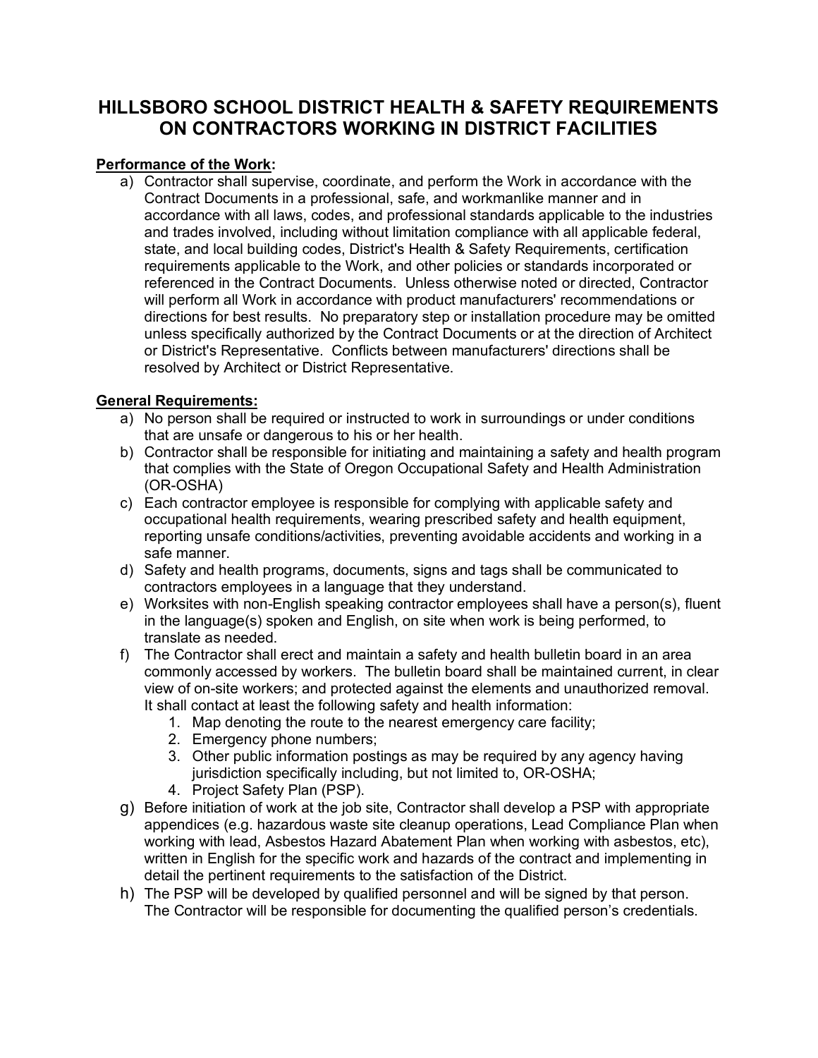# HILLSBORO SCHOOL DISTRICT HEALTH & SAFETY REQUIREMENTS ON CONTRACTORS WORKING IN DISTRICT FACILITIES

**Performance of the Work:**

a) Contractor shall supervise, coordinate, and perform the Work in accordance with the Contract Documents in a professional, safe, and workmanlike manner and in accordance with all laws, codes, and professional standards applicable to the industries and trades involved, including without limitation compliance with all applicable federal, state, and local building codes, District's Health & Safety Requirements, certification requirements applicable to the Work, and other policies or standards incorporated or referenced in the Contract Documents. Unless otherwise noted or directed, Contractor will perform all Work in accordance with product manufacturers' recommendations or directions for best results. No preparatory step or installation procedure may be omitted unless specifically authorized by the Contract Documents or at the direction of Architect or District's Representative. Conflicts between manufacturers' directions shall be resolved by Architect or District Representative.

**General Requirements:**

a) No person shall be required or instructed to work in surroundings or under conditions that are unsafe or dangerous to his or her health.

b) Contractor shall be responsible for initiating and maintaining a safety and health program that complies with the State of Oregon Occupational Safety and Health Administration (OR-OSHA)

c) Each contractor employee is responsible for complying with applicable safety and occupational health requirements, wearing prescribed safety and health equipment, reporting unsafe conditions/activities, preventing avoidable accidents and working in a safe manner.

d) Safety and health programs, documents, signs and tags shall be communicated to contractors employees in a language that they understand.

e) Worksites with non-English speaking contractor employees shall have a person(s), fluent in the language(s) spoken and English, on site when work is being performed, to translate as needed.

f) The Contractor shall erect and maintain a safety and health bulletin board in an area commonly accessed by workers. The bulletin board shall be maintained current, in clear view of on-site workers; and protected against the elements and unauthorized removal. It shall contact at least the following safety and health information:

1. Map denoting the route to the nearest emergency care facility;
2. Emergency phone numbers;
3. Other public information postings as may be required by any agency having jurisdiction specifically including, but not limited to, OR-OSHA;
4. Project Safety Plan (PSP).

g) Before initiation of work at the job site, Contractor shall develop a PSP with appropriate appendices (e.g. hazardous waste site cleanup operations, Lead Compliance Plan when working with lead, Asbestos Hazard Abatement Plan when working with asbestos, etc), written in English for the specific work and hazards of the contract and implementing in detail the pertinent requirements to the satisfaction of the District.

h) The PSP will be developed by qualified personnel and will be signed by that person. The Contractor will be responsible for documenting the qualified person's credentials.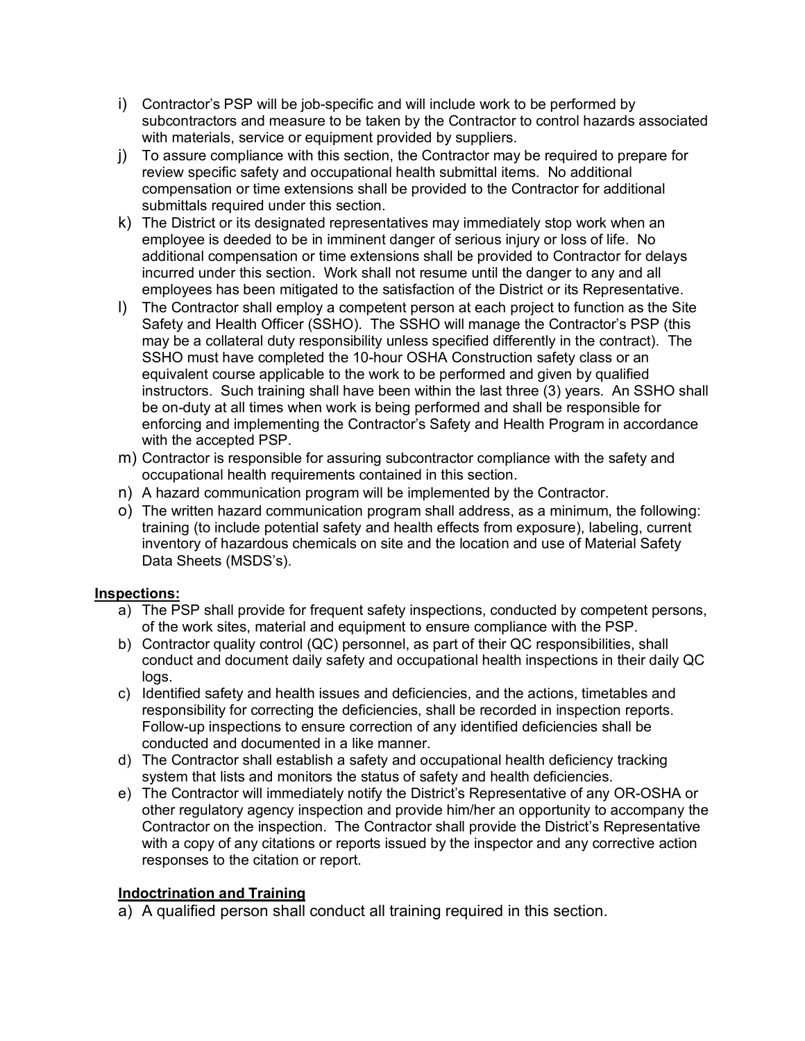i) Contractor's PSP will be job-specific and will include work to be performed by subcontractors and measure to be taken by the Contractor to control hazards associated with materials, service or equipment provided by suppliers.

j) To assure compliance with this section, the Contractor may be required to prepare for review specific safety and occupational health submittal items. No additional compensation or time extensions shall be provided to the Contractor for additional submittals required under this section.

k) The District or its designated representatives may immediately stop work when an employee is deeded to be in imminent danger of serious injury or loss of life. No additional compensation or time extensions shall be provided to Contractor for delays incurred under this section. Work shall not resume until the danger to any and all employees has been mitigated to the satisfaction of the District or its Representative.

l) The Contractor shall employ a competent person at each project to function as the Site Safety and Health Officer (SSHO). The SSHO will manage the Contractor's PSP (this may be a collateral duty responsibility unless specified differently in the contract). The SSHO must have completed the 10-hour OSHA Construction safety class or an equivalent course applicable to the work to be performed and given by qualified instructors. Such training shall have been within the last three (3) years. An SSHO shall be on-duty at all times when work is being performed and shall be responsible for enforcing and implementing the Contractor's Safety and Health Program in accordance with the accepted PSP.

m) Contractor is responsible for assuring subcontractor compliance with the safety and occupational health requirements contained in this section.

n) A hazard communication program will be implemented by the Contractor.

o) The written hazard communication program shall address, as a minimum, the following: training (to include potential safety and health effects from exposure), labeling, current inventory of hazardous chemicals on site and the location and use of Material Safety Data Sheets (MSDS's).

**Inspections:**

a) The PSP shall provide for frequent safety inspections, conducted by competent persons, of the work sites, material and equipment to ensure compliance with the PSP.

b) Contractor quality control (QC) personnel, as part of their QC responsibilities, shall conduct and document daily safety and occupational health inspections in their daily QC logs.

c) Identified safety and health issues and deficiencies, and the actions, timetables and responsibility for correcting the deficiencies, shall be recorded in inspection reports. Follow-up inspections to ensure correction of any identified deficiencies shall be conducted and documented in a like manner.

d) The Contractor shall establish a safety and occupational health deficiency tracking system that lists and monitors the status of safety and health deficiencies.

e) The Contractor will immediately notify the District's Representative of any OR-OSHA or other regulatory agency inspection and provide him/her an opportunity to accompany the Contractor on the inspection. The Contractor shall provide the District's Representative with a copy of any citations or reports issued by the inspector and any corrective action responses to the citation or report.

**Indoctrination and Training**

a) A qualified person shall conduct all training required in this section.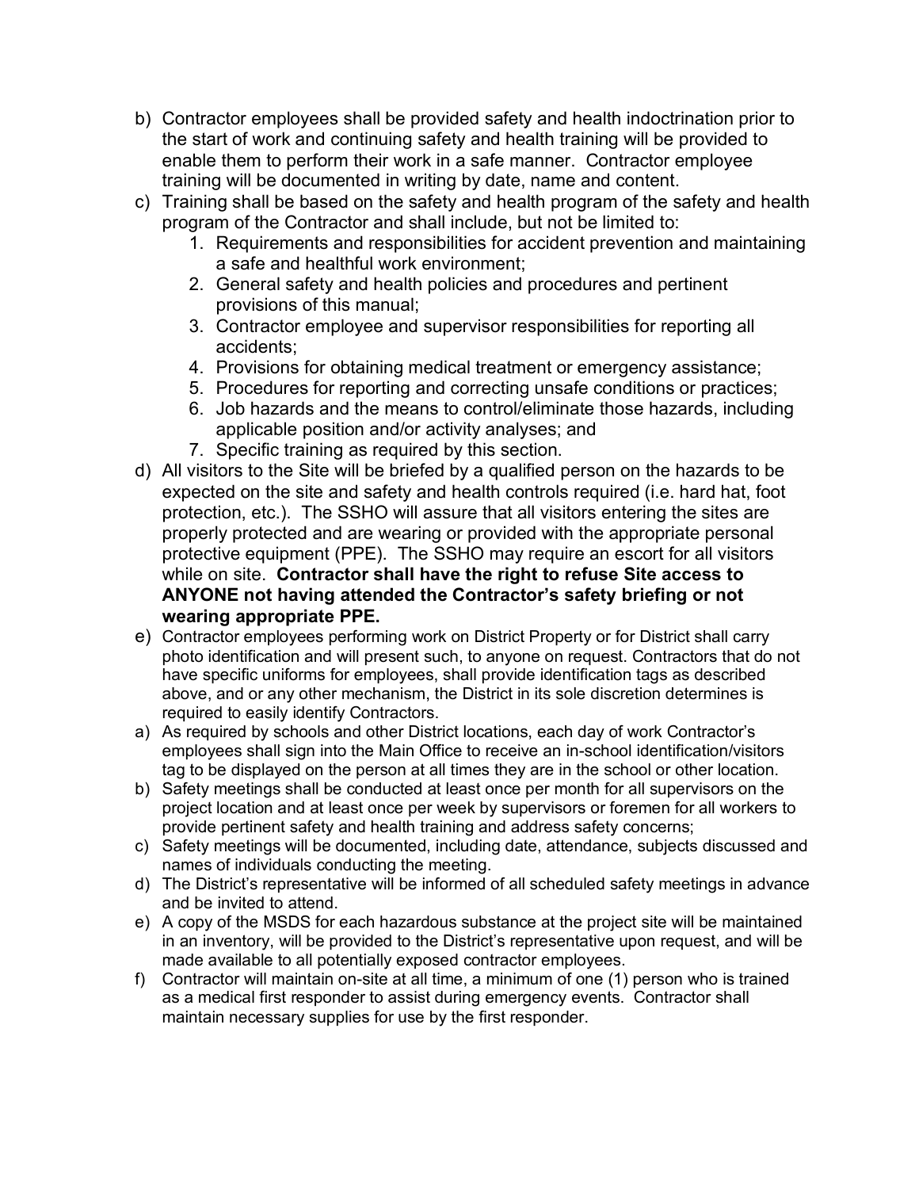b) Contractor employees shall be provided safety and health indoctrination prior to the start of work and continuing safety and health training will be provided to enable them to perform their work in a safe manner. Contractor employee training will be documented in writing by date, name and content.

c) Training shall be based on the safety and health program of the safety and health program of the Contractor and shall include, but not be limited to:
   1. Requirements and responsibilities for accident prevention and maintaining a safe and healthful work environment;
   2. General safety and health policies and procedures and pertinent provisions of this manual;
   3. Contractor employee and supervisor responsibilities for reporting all accidents;
   4. Provisions for obtaining medical treatment or emergency assistance;
   5. Procedures for reporting and correcting unsafe conditions or practices;
   6. Job hazards and the means to control/eliminate those hazards, including applicable position and/or activity analyses; and
   7. Specific training as required by this section.

d) All visitors to the Site will be briefed by a qualified person on the hazards to be expected on the site and safety and health controls required (i.e. hard hat, foot protection, etc.). The SSHO will assure that all visitors entering the sites are properly protected and are wearing or provided with the appropriate personal protective equipment (PPE). The SSHO may require an escort for all visitors while on site. **Contractor shall have the right to refuse Site access to ANYONE not having attended the Contractor's safety briefing or not wearing appropriate PPE.**

e) Contractor employees performing work on District Property or for District shall carry photo identification and will present such, to anyone on request. Contractors that do not have specific uniforms for employees, shall provide identification tags as described above, and or any other mechanism, the District in its sole discretion determines is required to easily identify Contractors.

a) As required by schools and other District locations, each day of work Contractor's employees shall sign into the Main Office to receive an in-school identification/visitors tag to be displayed on the person at all times they are in the school or other location.

b) Safety meetings shall be conducted at least once per month for all supervisors on the project location and at least once per week by supervisors or foremen for all workers to provide pertinent safety and health training and address safety concerns;

c) Safety meetings will be documented, including date, attendance, subjects discussed and names of individuals conducting the meeting.

d) The District's representative will be informed of all scheduled safety meetings in advance and be invited to attend.

e) A copy of the MSDS for each hazardous substance at the project site will be maintained in an inventory, will be provided to the District's representative upon request, and will be made available to all potentially exposed contractor employees.

f) Contractor will maintain on-site at all time, a minimum of one (1) person who is trained as a medical first responder to assist during emergency events. Contractor shall maintain necessary supplies for use by the first responder.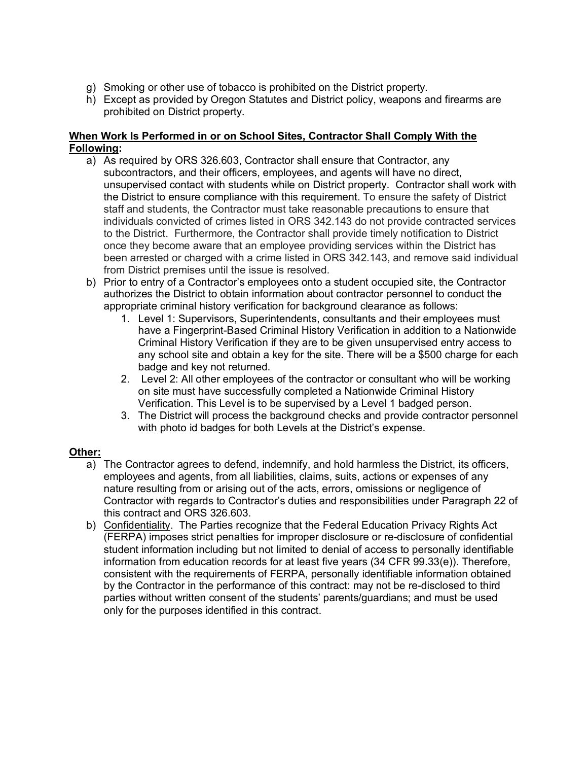g) Smoking or other use of tobacco is prohibited on the District property.
h) Except as provided by Oregon Statutes and District policy, weapons and firearms are prohibited on District property.

**When Work Is Performed in or on School Sites, Contractor Shall Comply With the Following:**

a) As required by ORS 326.603, Contractor shall ensure that Contractor, any subcontractors, and their officers, employees, and agents will have no direct, unsupervised contact with students while on District property. Contractor shall work with the District to ensure compliance with this requirement. To ensure the safety of District staff and students, the Contractor must take reasonable precautions to ensure that individuals convicted of crimes listed in ORS 342.143 do not provide contracted services to the District. Furthermore, the Contractor shall provide timely notification to District once they become aware that an employee providing services within the District has been arrested or charged with a crime listed in ORS 342.143, and remove said individual from District premises until the issue is resolved.
b) Prior to entry of a Contractor's employees onto a student occupied site, the Contractor authorizes the District to obtain information about contractor personnel to conduct the appropriate criminal history verification for background clearance as follows:
   1. Level 1: Supervisors, Superintendents, consultants and their employees must have a Fingerprint-Based Criminal History Verification in addition to a Nationwide Criminal History Verification if they are to be given unsupervised entry access to any school site and obtain a key for the site. There will be a $500 charge for each badge and key not returned.
   2. Level 2: All other employees of the contractor or consultant who will be working on site must have successfully completed a Nationwide Criminal History Verification. This Level is to be supervised by a Level 1 badged person.
   3. The District will process the background checks and provide contractor personnel with photo id badges for both Levels at the District's expense.

**Other:**

a) The Contractor agrees to defend, indemnify, and hold harmless the District, its officers, employees and agents, from all liabilities, claims, suits, actions or expenses of any nature resulting from or arising out of the acts, errors, omissions or negligence of Contractor with regards to Contractor's duties and responsibilities under Paragraph 22 of this contract and ORS 326.603.
b) Confidentiality. The Parties recognize that the Federal Education Privacy Rights Act (FERPA) imposes strict penalties for improper disclosure or re-disclosure of confidential student information including but not limited to denial of access to personally identifiable information from education records for at least five years (34 CFR 99.33(e)). Therefore, consistent with the requirements of FERPA, personally identifiable information obtained by the Contractor in the performance of this contract: may not be re-disclosed to third parties without written consent of the students' parents/guardians; and must be used only for the purposes identified in this contract.